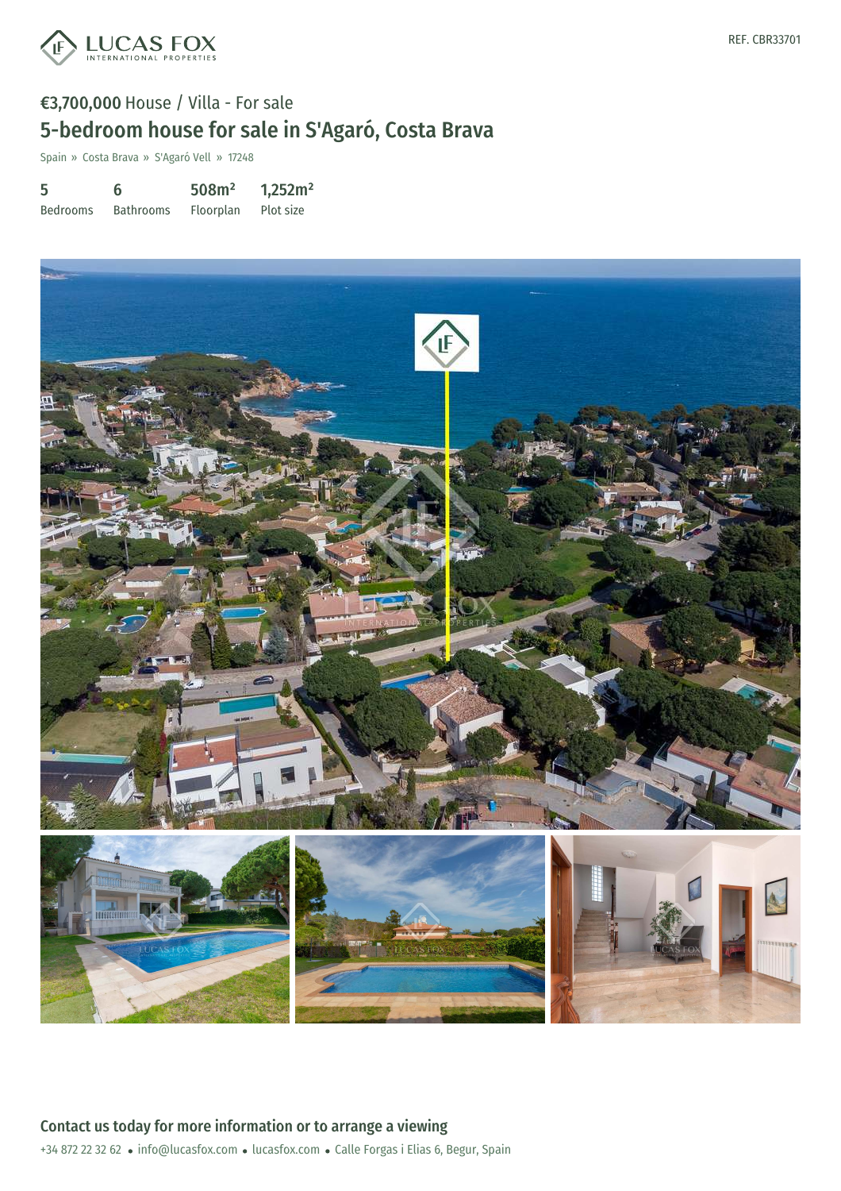REF. CBR33701

€3,700,000 House / Villa - For sale

# 5-bedroom house for sale in S'Agaró, Costa Brava

Spain » Costa Brava » S'Agaró Vell » 17248

| 5 | 6 | 508m² | 1,252m² |
| --- | --- | --- | --- |
| Bedrooms | Bathrooms | Floorplan | Plot size |

## Contact us today for more information or to arrange a viewing

+34 872 22 32 62 • info@lucasfox.com • lucasfox.com • Calle Forgas i Elias 6, Begur, Spain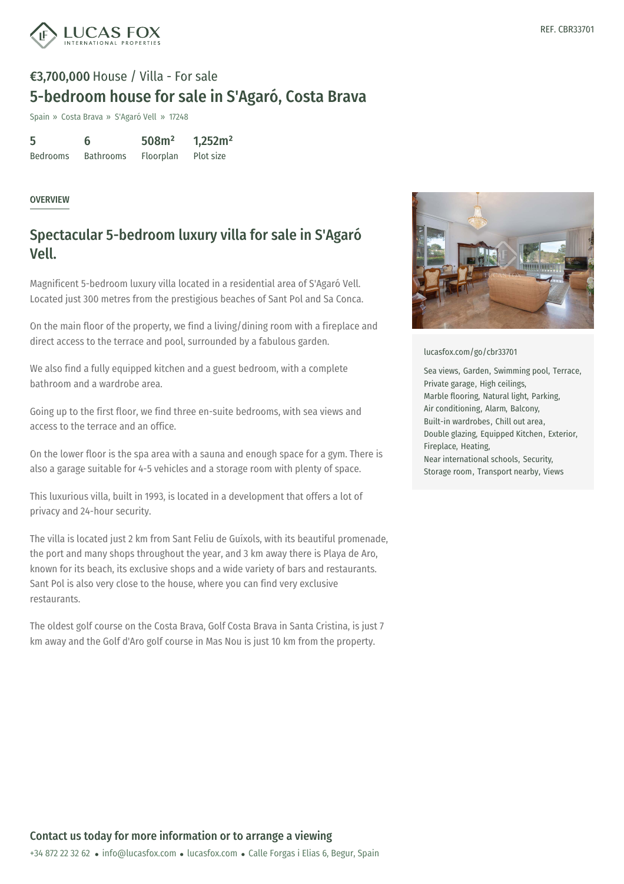REF. CBR33701

**€3,700,000** House / Villa - For sale

# 5-bedroom house for sale in S'Agaró, Costa Brava

Spain » Costa Brava » S'Agaró Vell » 17248

| 5 | 6 | 508m² | 1,252m² |
|---|---|---|---|
| Bedrooms | Bathrooms | Floorplan | Plot size |

OVERVIEW

## Spectacular 5-bedroom luxury villa for sale in S'Agaró Vell.

Magnificent 5-bedroom luxury villa located in a residential area of S'Agaró Vell. Located just 300 metres from the prestigious beaches of Sant Pol and Sa Conca.

On the main floor of the property, we find a living/dining room with a fireplace and direct access to the terrace and pool, surrounded by a fabulous garden.

We also find a fully equipped kitchen and a guest bedroom, with a complete bathroom and a wardrobe area.

Going up to the first floor, we find three en-suite bedrooms, with sea views and access to the terrace and an office.

On the lower floor is the spa area with a sauna and enough space for a gym. There is also a garage suitable for 4-5 vehicles and a storage room with plenty of space.

This luxurious villa, built in 1993, is located in a development that offers a lot of privacy and 24-hour security.

The villa is located just 2 km from Sant Feliu de Guíxols, with its beautiful promenade, the port and many shops throughout the year, and 3 km away there is Playa de Aro, known for its beach, its exclusive shops and a wide variety of bars and restaurants. Sant Pol is also very close to the house, where you can find very exclusive restaurants.

The oldest golf course on the Costa Brava, Golf Costa Brava in Santa Cristina, is just 7 km away and the Golf d'Aro golf course in Mas Nou is just 10 km from the property.

lucasfox.com/go/cbr33701

Sea views, Garden, Swimming pool, Terrace, Private garage, High ceilings, Marble flooring, Natural light, Parking, Air conditioning, Alarm, Balcony, Built-in wardrobes, Chill out area, Double glazing, Equipped Kitchen, Exterior, Fireplace, Heating, Near international schools, Security, Storage room, Transport nearby, Views

**Contact us today for more information or to arrange a viewing**

+34 872 22 32 62 • info@lucasfox.com • lucasfox.com • Calle Forgas i Elias 6, Begur, Spain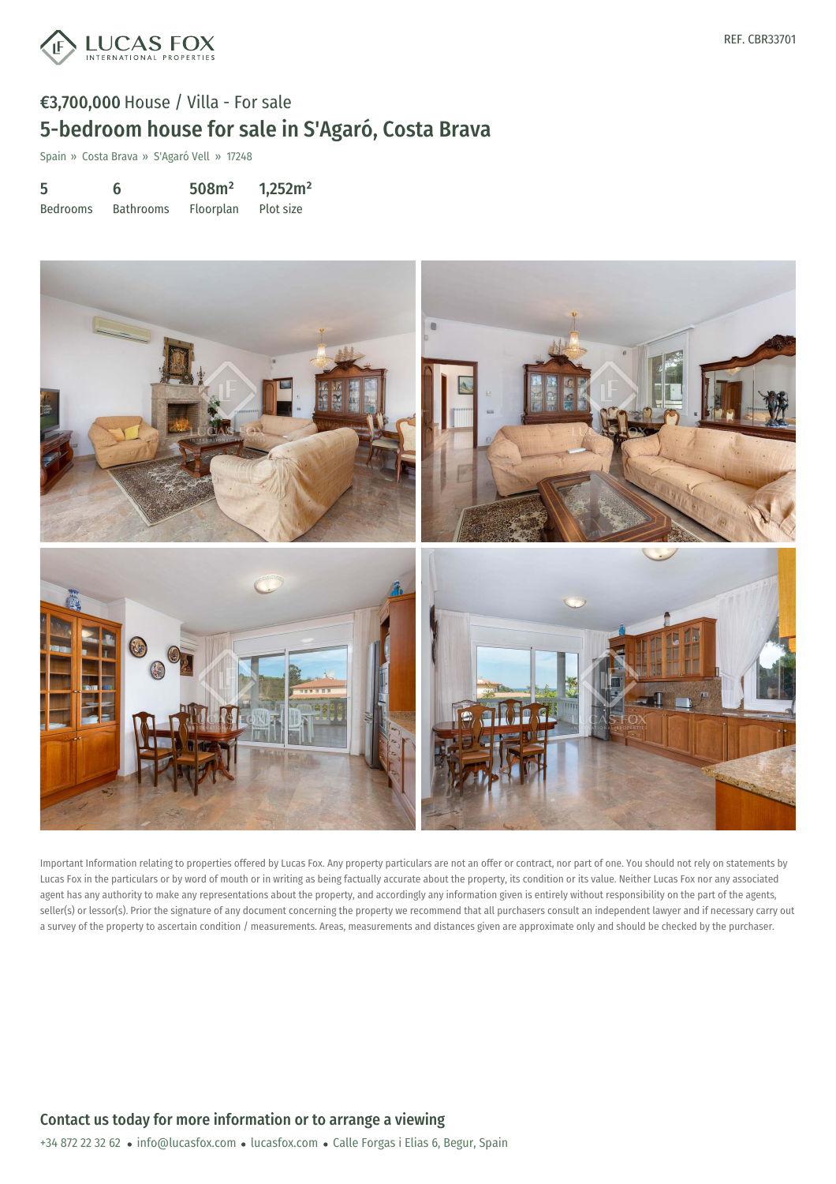REF. CBR33701

€3,700,000 House / Villa - For sale

# 5-bedroom house for sale in S'Agaró, Costa Brava

Spain » Costa Brava » S'Agaró Vell » 17248

| 5 | 6 | 508m² | 1,252m² |
|---|---|---|---|
| Bedrooms | Bathrooms | Floorplan | Plot size |

Important Information relating to properties offered by Lucas Fox. Any property particulars are not an offer or contract, nor part of one. You should not rely on statements by Lucas Fox in the particulars or by word of mouth or in writing as being factually accurate about the property, its condition or its value. Neither Lucas Fox nor any associated agent has any authority to make any representations about the property, and accordingly any information given is entirely without responsibility on the part of the agents, seller(s) or lessor(s). Prior the signature of any document concerning the property we recommend that all purchasers consult an independent lawyer and if necessary carry out a survey of the property to ascertain condition / measurements. Areas, measurements and distances given are approximate only and should be checked by the purchaser.

## Contact us today for more information or to arrange a viewing

+34 872 22 32 62 • info@lucasfox.com • lucasfox.com • Calle Forgas i Elias 6, Begur, Spain